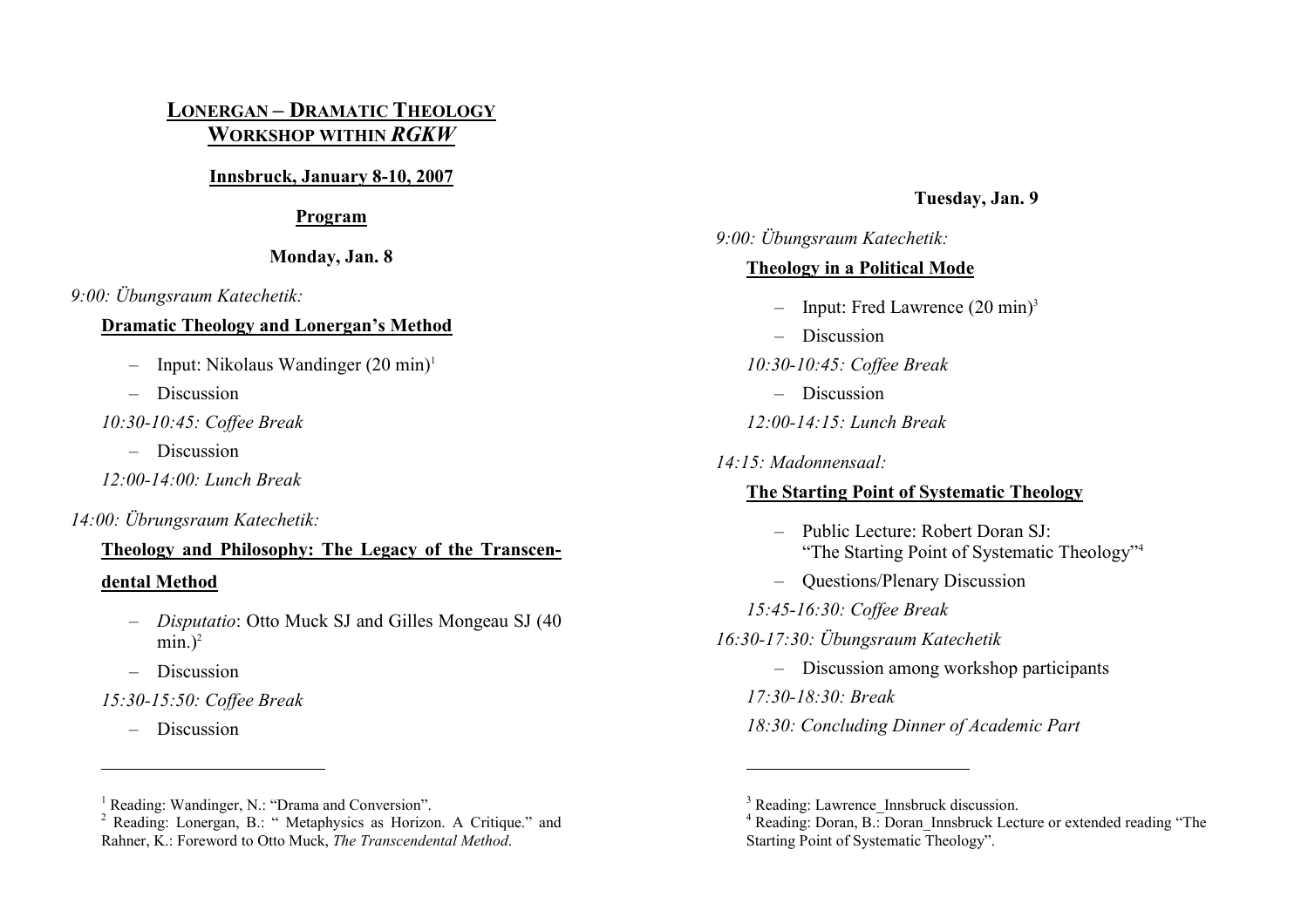# <u>LONERGAN – DRAMATIC THEOLOGY</u>
# <u>WORKSHOP WITHIN *RGKW*</u>

**<u>Innsbruck, January 8-10, 2007</u>**

**<u>Program</u>**

## Monday, Jan. 8

*9:00: Übungsraum Katechetik:*

**<u>Dramatic Theology and Lonergan's Method</u>**

- Input: Nikolaus Wandinger (20 min)[1]
- Discussion

*10:30-10:45: Coffee Break*

- Discussion

*12:00-14:00: Lunch Break*

*14:00: Übrungsraum Katechetik:*

**<u>Theology and Philosophy: The Legacy of the Transcendental Method</u>**

- *Disputatio*: Otto Muck SJ and Gilles Mongeau SJ (40 min.)[2]
- Discussion

*15:30-15:50: Coffee Break*

- Discussion

---

[1] Reading: Wandinger, N.: "Drama and Conversion".

[2] Reading: Lonergan, B.: " Metaphysics as Horizon. A Critique." and Rahner, K.: Foreword to Otto Muck, *The Transcendental Method*.

## Tuesday, Jan. 9

*9:00: Übungsraum Katechetik:*

**<u>Theology in a Political Mode</u>**

- Input: Fred Lawrence (20 min)[3]
- Discussion

*10:30-10:45: Coffee Break*

- Discussion

*12:00-14:15: Lunch Break*

*14:15: Madonnensaal:*

**<u>The Starting Point of Systematic Theology</u>**

- Public Lecture: Robert Doran SJ: "The Starting Point of Systematic Theology"[4]
- Questions/Plenary Discussion

*15:45-16:30: Coffee Break*

*16:30-17:30: Übungsraum Katechetik*

- Discussion among workshop participants

*17:30-18:30: Break*

*18:30: Concluding Dinner of Academic Part*

---

[3] Reading: Lawrence_Innsbruck discussion.

[4] Reading: Doran, B.: Doran_Innsbruck Lecture or extended reading "The Starting Point of Systematic Theology".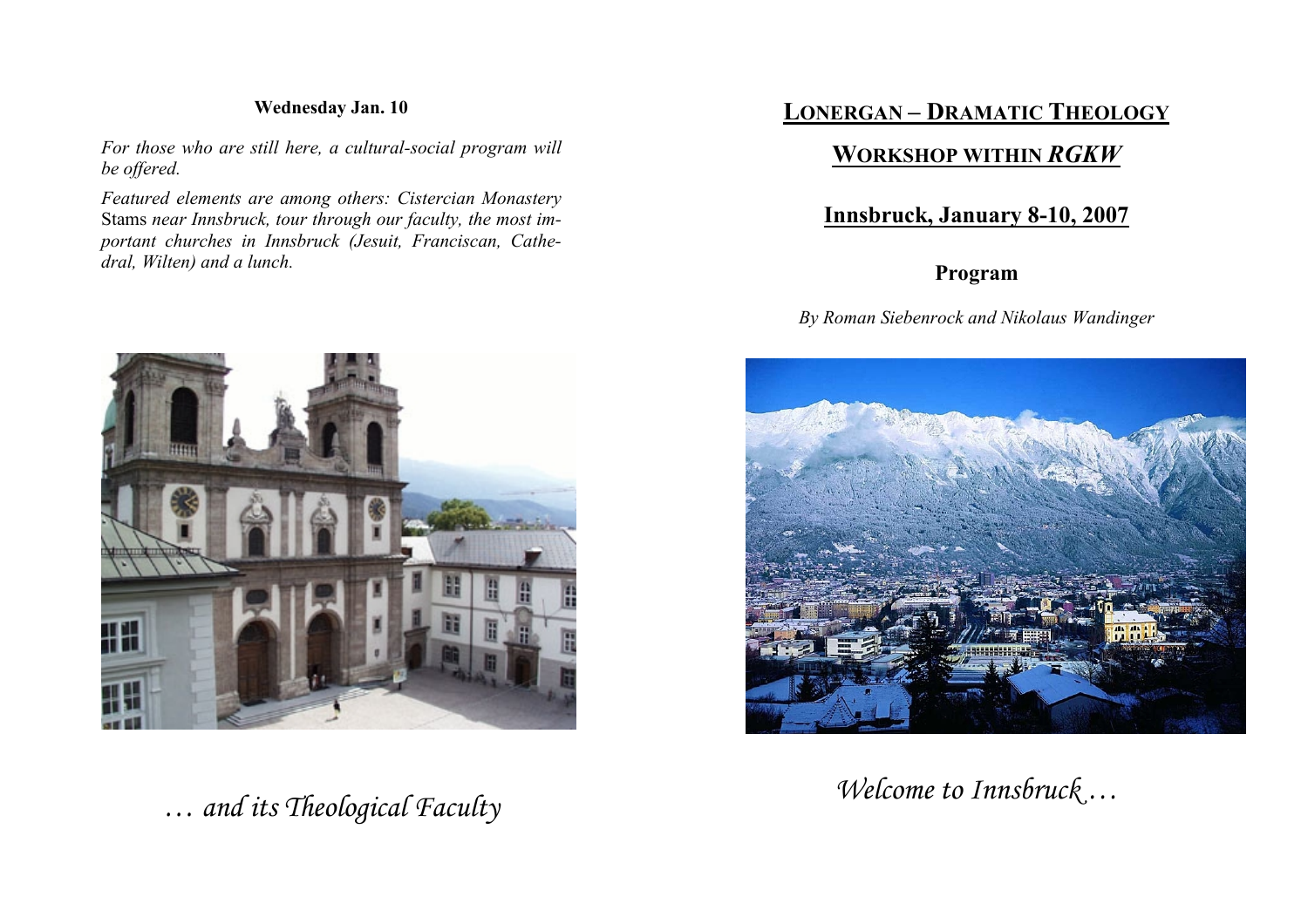**Wednesday Jan. 10**

*For those who are still here, a cultural-social program will be offered.*

*Featured elements are among others: Cistercian Monastery* Stams *near Innsbruck, tour through our faculty, the most important churches in Innsbruck (Jesuit, Franciscan, Cathedral, Wilten) and a lunch.*

*… and its Theological Faculty*

# LONERGAN – DRAMATIC THEOLOGY

## WORKSHOP WITHIN *RGKW*

## Innsbruck, January 8-10, 2007

### Program

*By Roman Siebenrock and Nikolaus Wandinger*

*Welcome to Innsbruck …*